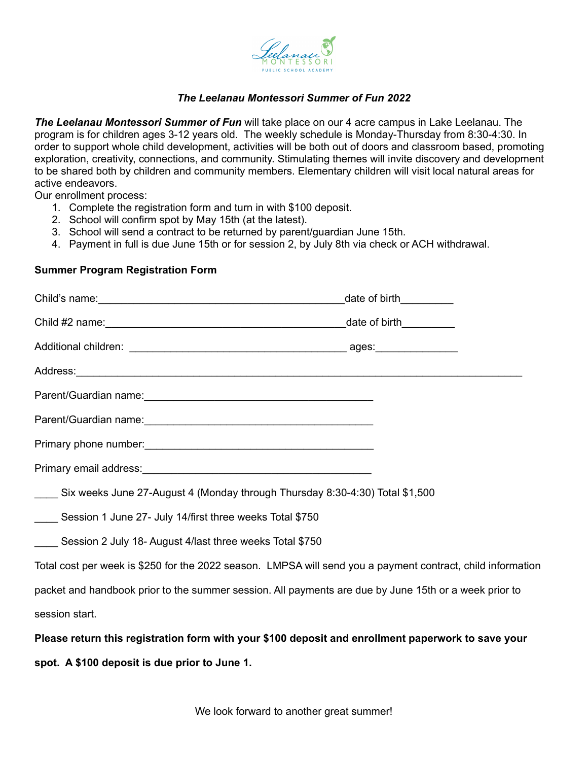# *The Leelanau Montessori Summer of Fun 2022*

***The Leelanau Montessori Summer of Fun*** will take place on our 4 acre campus in Lake Leelanau. The program is for children ages 3-12 years old. The weekly schedule is Monday-Thursday from 8:30-4:30. In order to support whole child development, activities will be both out of doors and classroom based, promoting exploration, creativity, connections, and community. Stimulating themes will invite discovery and development to be shared both by children and community members. Elementary children will visit local natural areas for active endeavors.

Our enrollment process:

1. Complete the registration form and turn in with $100 deposit.
2. School will confirm spot by May 15th (at the latest).
3. School will send a contract to be returned by parent/guardian June 15th.
4. Payment in full is due June 15th or for session 2, by July 8th via check or ACH withdrawal.

## Summer Program Registration Form

Child's name:_____________________________________________date of birth_________

Child #2 name:____________________________________________date of birth_________

Additional children: _______________________________________ ages:______________

Address:______________________________________________________________________________

Parent/Guardian name:_________________________________________

Parent/Guardian name:_________________________________________

Primary phone number:_________________________________________

Primary email address:_________________________________________

____ Six weeks June 27-August 4 (Monday through Thursday 8:30-4:30) Total $1,500

____ Session 1 June 27- July 14/first three weeks Total $750

____ Session 2 July 18- August 4/last three weeks Total $750

Total cost per week is $250 for the 2022 season. LMPSA will send you a payment contract, child information packet and handbook prior to the summer session. All payments are due by June 15th or a week prior to session start.

**Please return this registration form with your $100 deposit and enrollment paperwork to save your spot. A $100 deposit is due prior to June 1.**

We look forward to another great summer!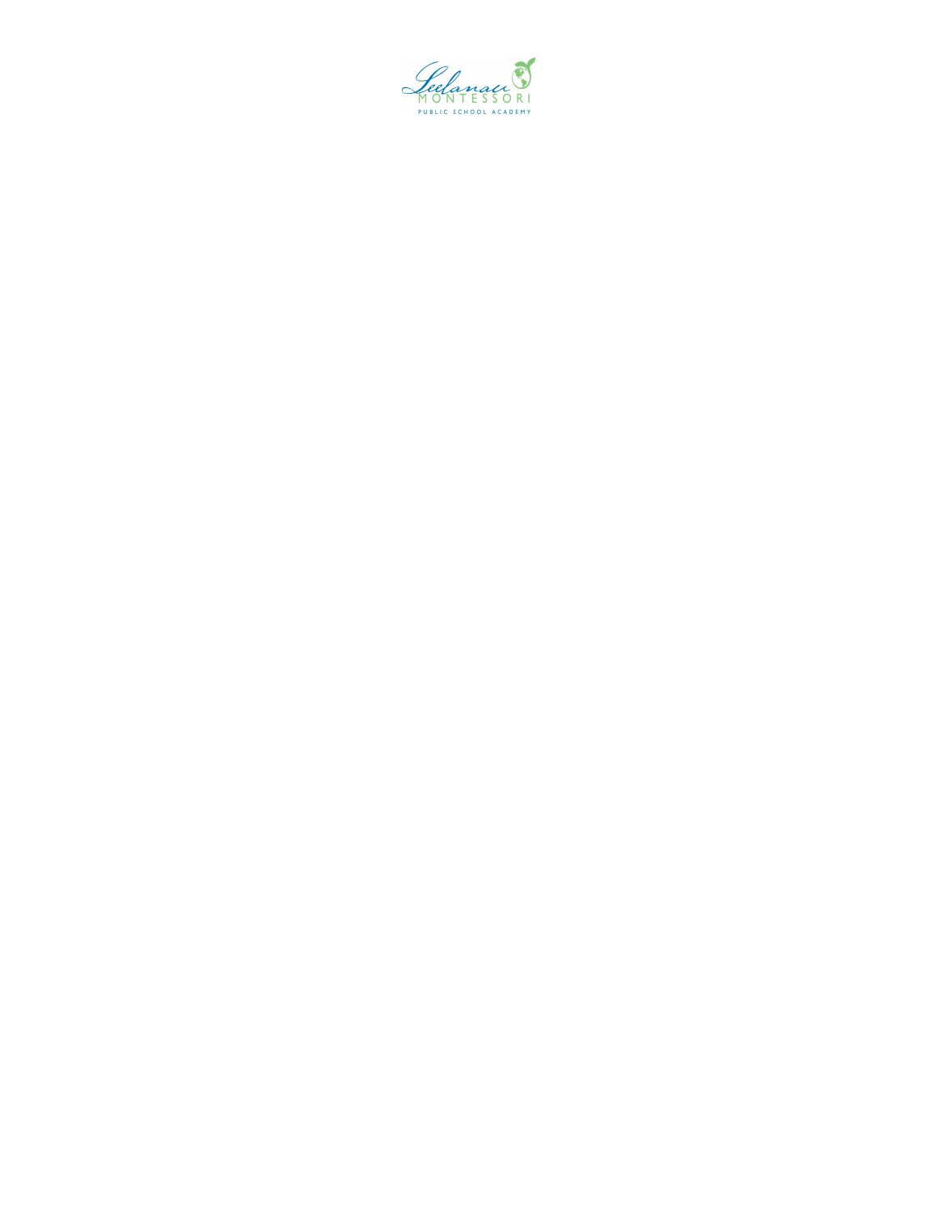Leelanau
MONTESSORI
PUBLIC SCHOOL ACADEMY